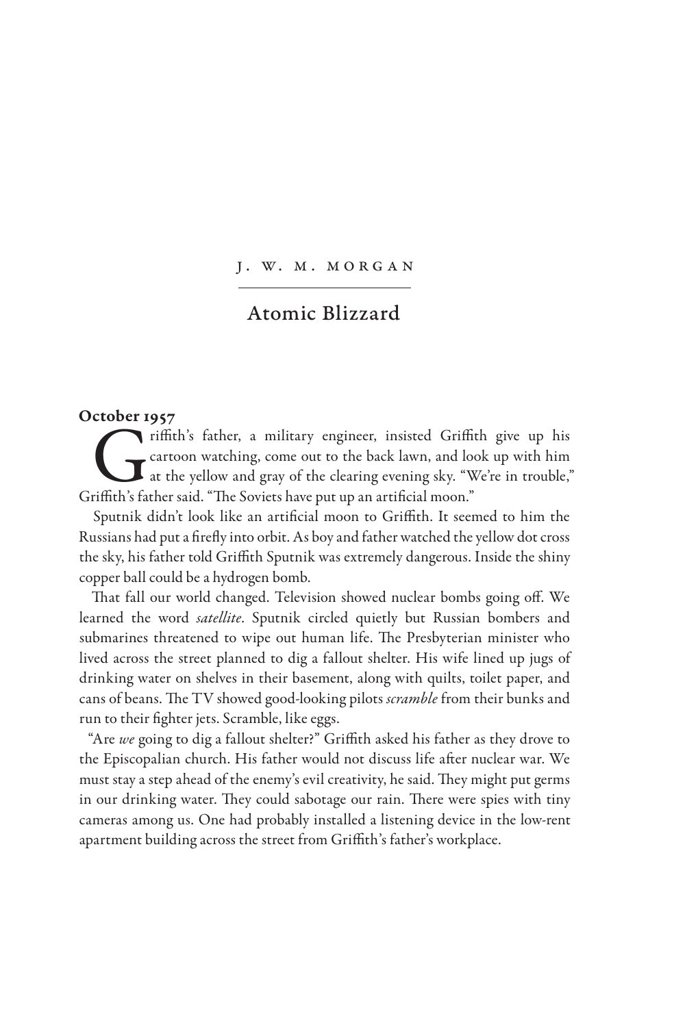J. W. M. MORGAN

# Atomic Blizzard

**October 1957**

Griffith's father, a military engineer, insisted Griffith give up his cartoon watching, come out to the back lawn, and look up with him at the yellow and gray of the clearing evening sky. "We're in trouble," Griffith's father said. "The Soviets have put up an artificial moon."

Sputnik didn't look like an artificial moon to Griffith. It seemed to him the Russians had put a firefly into orbit. As boy and father watched the yellow dot cross the sky, his father told Griffith Sputnik was extremely dangerous. Inside the shiny copper ball could be a hydrogen bomb.

That fall our world changed. Television showed nuclear bombs going off. We learned the word *satellite*. Sputnik circled quietly but Russian bombers and submarines threatened to wipe out human life. The Presbyterian minister who lived across the street planned to dig a fallout shelter. His wife lined up jugs of drinking water on shelves in their basement, along with quilts, toilet paper, and cans of beans. The TV showed good-looking pilots *scramble* from their bunks and run to their fighter jets. Scramble, like eggs.

"Are *we* going to dig a fallout shelter?" Griffith asked his father as they drove to the Episcopalian church. His father would not discuss life after nuclear war. We must stay a step ahead of the enemy's evil creativity, he said. They might put germs in our drinking water. They could sabotage our rain. There were spies with tiny cameras among us. One had probably installed a listening device in the low-rent apartment building across the street from Griffith's father's workplace.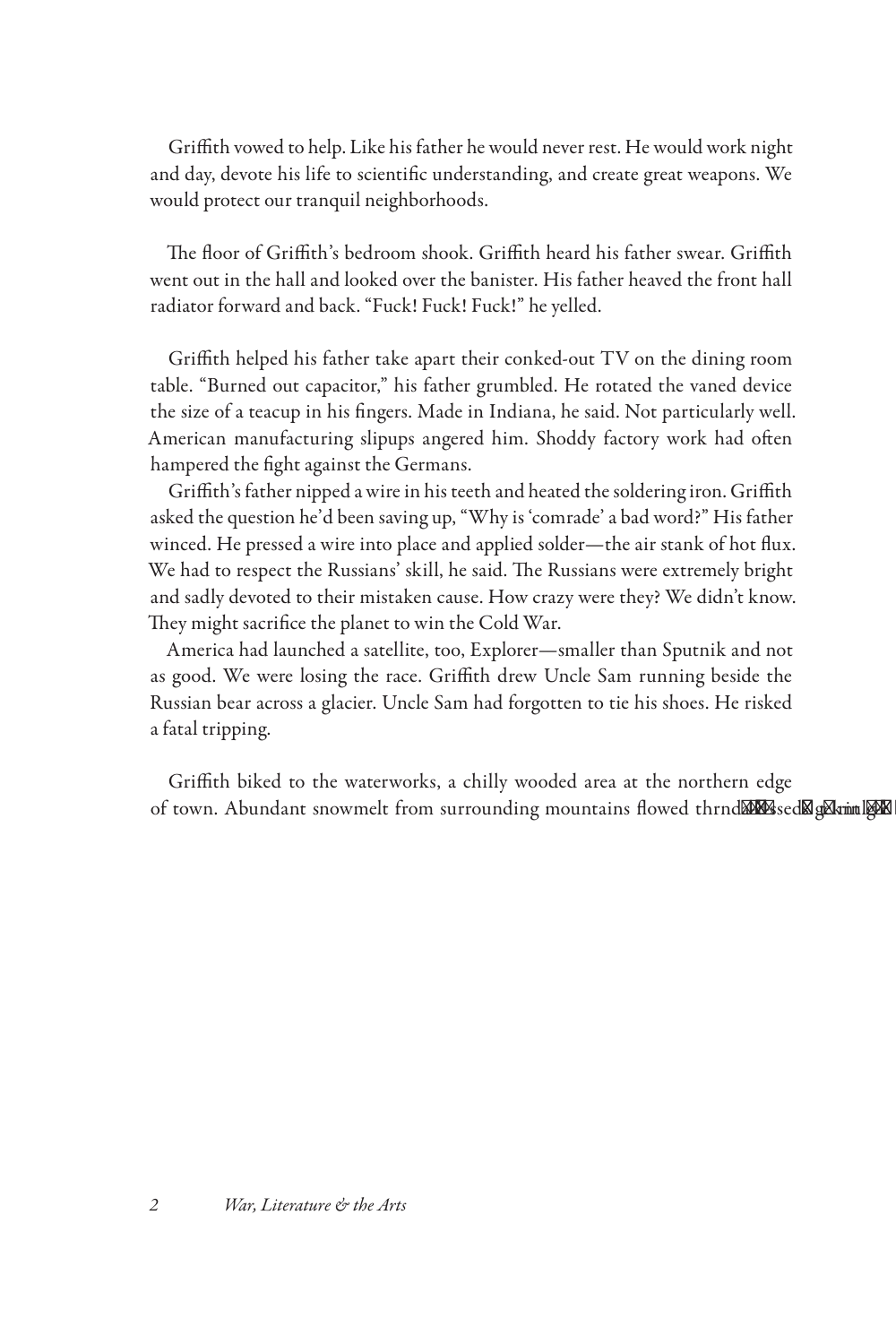Griffith vowed to help. Like his father he would never rest. He would work night and day, devote his life to scientific understanding, and create great weapons. We would protect our tranquil neighborhoods.

The floor of Griffith's bedroom shook. Griffith heard his father swear. Griffith went out in the hall and looked over the banister. His father heaved the front hall radiator forward and back. "Fuck! Fuck! Fuck!" he yelled.

Griffith helped his father take apart their conked-out TV on the dining room table. "Burned out capacitor," his father grumbled. He rotated the vaned device the size of a teacup in his fingers. Made in Indiana, he said. Not particularly well. American manufacturing slipups angered him. Shoddy factory work had often hampered the fight against the Germans.

Griffith's father nipped a wire in his teeth and heated the soldering iron. Griffith asked the question he'd been saving up, "Why is 'comrade' a bad word?" His father winced. He pressed a wire into place and applied solder—the air stank of hot flux. We had to respect the Russians' skill, he said. The Russians were extremely bright and sadly devoted to their mistaken cause. How crazy were they? We didn't know. They might sacrifice the planet to win the Cold War.

America had launched a satellite, too, Explorer—smaller than Sputnik and not as good. We were losing the race. Griffith drew Uncle Sam running beside the Russian bear across a glacier. Uncle Sam had forgotten to tie his shoes. He risked a fatal tripping.

Griffith biked to the waterworks, a chilly wooded area at the northern edge of town. Abundant snowmelt from surrounding mountains flowed thrnd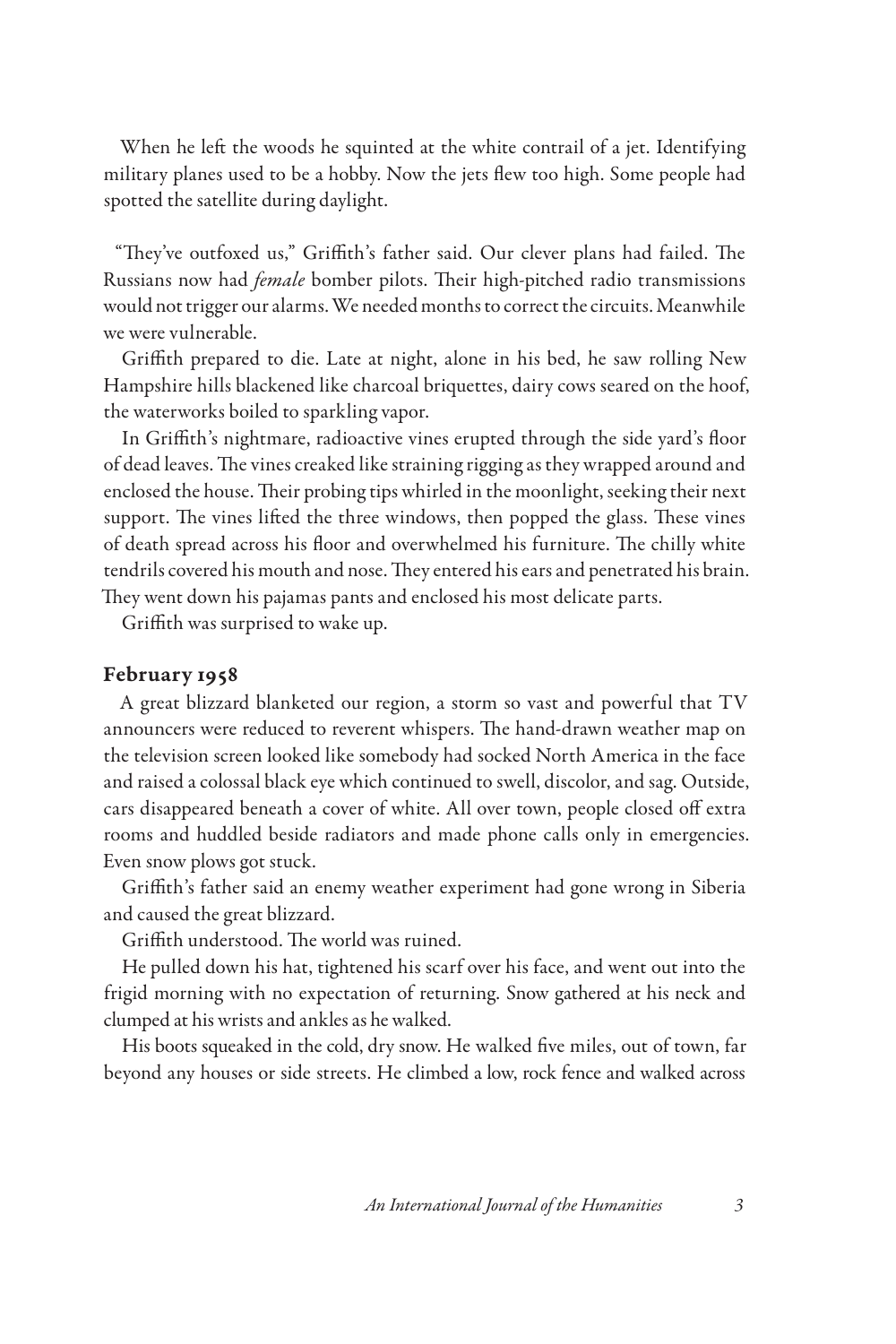When he left the woods he squinted at the white contrail of a jet. Identifying military planes used to be a hobby. Now the jets flew too high. Some people had spotted the satellite during daylight.

"They've outfoxed us," Griffith's father said. Our clever plans had failed. The Russians now had *female* bomber pilots. Their high-pitched radio transmissions would not trigger our alarms. We needed months to correct the circuits. Meanwhile we were vulnerable.

Griffith prepared to die. Late at night, alone in his bed, he saw rolling New Hampshire hills blackened like charcoal briquettes, dairy cows seared on the hoof, the waterworks boiled to sparkling vapor.

In Griffith's nightmare, radioactive vines erupted through the side yard's floor of dead leaves. The vines creaked like straining rigging as they wrapped around and enclosed the house. Their probing tips whirled in the moonlight, seeking their next support. The vines lifted the three windows, then popped the glass. These vines of death spread across his floor and overwhelmed his furniture. The chilly white tendrils covered his mouth and nose. They entered his ears and penetrated his brain. They went down his pajamas pants and enclosed his most delicate parts.

Griffith was surprised to wake up.

**February 1958**

A great blizzard blanketed our region, a storm so vast and powerful that TV announcers were reduced to reverent whispers. The hand-drawn weather map on the television screen looked like somebody had socked North America in the face and raised a colossal black eye which continued to swell, discolor, and sag. Outside, cars disappeared beneath a cover of white. All over town, people closed off extra rooms and huddled beside radiators and made phone calls only in emergencies. Even snow plows got stuck.

Griffith's father said an enemy weather experiment had gone wrong in Siberia and caused the great blizzard.

Griffith understood. The world was ruined.

He pulled down his hat, tightened his scarf over his face, and went out into the frigid morning with no expectation of returning. Snow gathered at his neck and clumped at his wrists and ankles as he walked.

His boots squeaked in the cold, dry snow. He walked five miles, out of town, far beyond any houses or side streets. He climbed a low, rock fence and walked across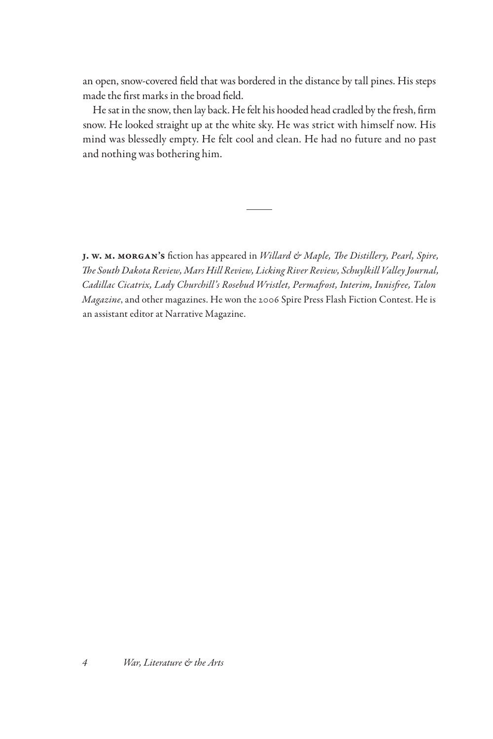an open, snow-covered field that was bordered in the distance by tall pines. His steps made the first marks in the broad field.

He sat in the snow, then lay back. He felt his hooded head cradled by the fresh, firm snow. He looked straight up at the white sky. He was strict with himself now. His mind was blessedly empty. He felt cool and clean. He had no future and no past and nothing was bothering him.

---

**J. W. M. MORGAN'S** fiction has appeared in *Willard & Maple, The Distillery, Pearl, Spire, The South Dakota Review, Mars Hill Review, Licking River Review, Schuylkill Valley Journal, Cadillac Cicatrix, Lady Churchill's Rosebud Wristlet, Permafrost, Interim, Innisfree, Talon Magazine*, and other magazines. He won the 2006 Spire Press Flash Fiction Contest. He is an assistant editor at Narrative Magazine.